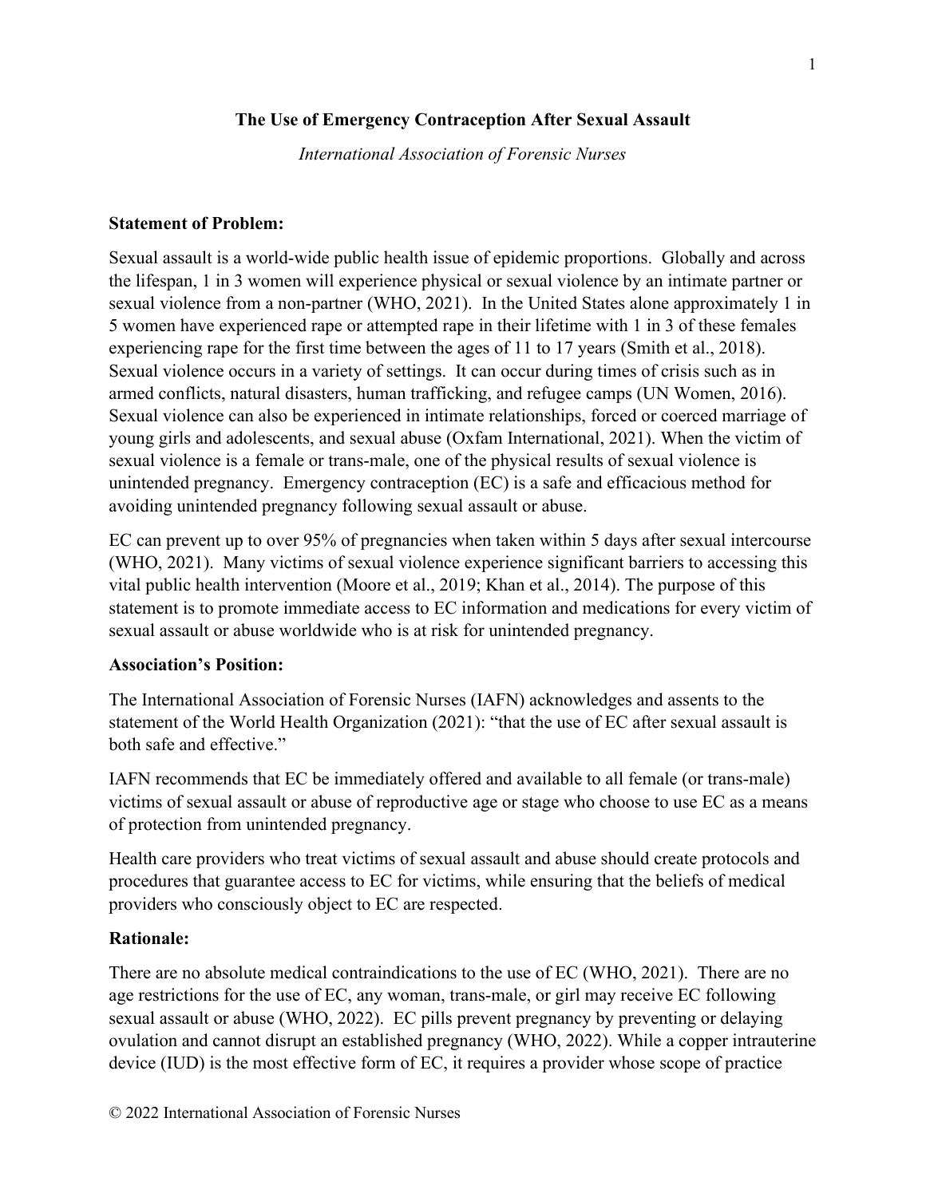# The Use of Emergency Contraception After Sexual Assault

*International Association of Forensic Nurses*

## Statement of Problem:

Sexual assault is a world-wide public health issue of epidemic proportions. Globally and across the lifespan, 1 in 3 women will experience physical or sexual violence by an intimate partner or sexual violence from a non-partner (WHO, 2021). In the United States alone approximately 1 in 5 women have experienced rape or attempted rape in their lifetime with 1 in 3 of these females experiencing rape for the first time between the ages of 11 to 17 years (Smith et al., 2018). Sexual violence occurs in a variety of settings. It can occur during times of crisis such as in armed conflicts, natural disasters, human trafficking, and refugee camps (UN Women, 2016). Sexual violence can also be experienced in intimate relationships, forced or coerced marriage of young girls and adolescents, and sexual abuse (Oxfam International, 2021). When the victim of sexual violence is a female or trans-male, one of the physical results of sexual violence is unintended pregnancy. Emergency contraception (EC) is a safe and efficacious method for avoiding unintended pregnancy following sexual assault or abuse.

EC can prevent up to over 95% of pregnancies when taken within 5 days after sexual intercourse (WHO, 2021). Many victims of sexual violence experience significant barriers to accessing this vital public health intervention (Moore et al., 2019; Khan et al., 2014). The purpose of this statement is to promote immediate access to EC information and medications for every victim of sexual assault or abuse worldwide who is at risk for unintended pregnancy.

## Association's Position:

The International Association of Forensic Nurses (IAFN) acknowledges and assents to the statement of the World Health Organization (2021): "that the use of EC after sexual assault is both safe and effective."

IAFN recommends that EC be immediately offered and available to all female (or trans-male) victims of sexual assault or abuse of reproductive age or stage who choose to use EC as a means of protection from unintended pregnancy.

Health care providers who treat victims of sexual assault and abuse should create protocols and procedures that guarantee access to EC for victims, while ensuring that the beliefs of medical providers who consciously object to EC are respected.

## Rationale:

There are no absolute medical contraindications to the use of EC (WHO, 2021). There are no age restrictions for the use of EC, any woman, trans-male, or girl may receive EC following sexual assault or abuse (WHO, 2022). EC pills prevent pregnancy by preventing or delaying ovulation and cannot disrupt an established pregnancy (WHO, 2022). While a copper intrauterine device (IUD) is the most effective form of EC, it requires a provider whose scope of practice

© 2022 International Association of Forensic Nurses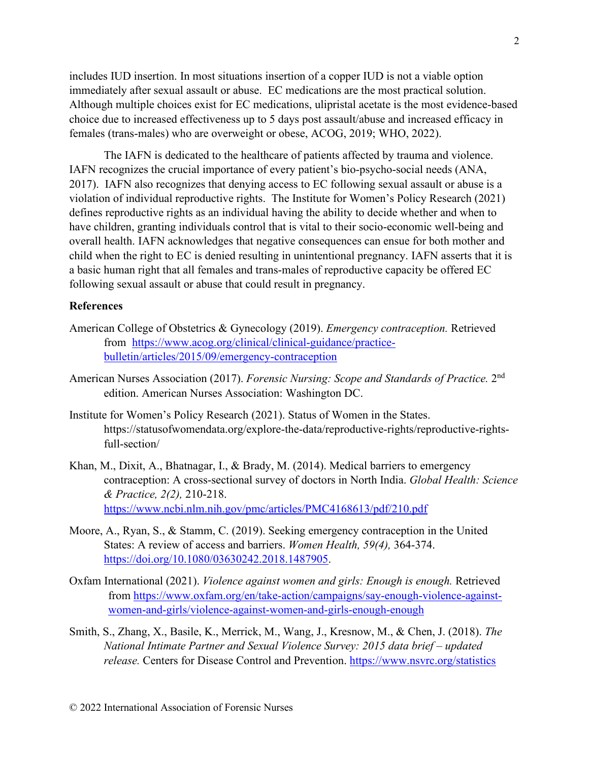includes IUD insertion. In most situations insertion of a copper IUD is not a viable option immediately after sexual assault or abuse. EC medications are the most practical solution. Although multiple choices exist for EC medications, ulipristal acetate is the most evidence-based choice due to increased effectiveness up to 5 days post assault/abuse and increased efficacy in females (trans-males) who are overweight or obese, ACOG, 2019; WHO, 2022).

The IAFN is dedicated to the healthcare of patients affected by trauma and violence. IAFN recognizes the crucial importance of every patient's bio-psycho-social needs (ANA, 2017). IAFN also recognizes that denying access to EC following sexual assault or abuse is a violation of individual reproductive rights. The Institute for Women's Policy Research (2021) defines reproductive rights as an individual having the ability to decide whether and when to have children, granting individuals control that is vital to their socio-economic well-being and overall health. IAFN acknowledges that negative consequences can ensue for both mother and child when the right to EC is denied resulting in unintentional pregnancy. IAFN asserts that it is a basic human right that all females and trans-males of reproductive capacity be offered EC following sexual assault or abuse that could result in pregnancy.

**References**

American College of Obstetrics & Gynecology (2019). *Emergency contraception.* Retrieved from https://www.acog.org/clinical/clinical-guidance/practice-bulletin/articles/2015/09/emergency-contraception

American Nurses Association (2017). *Forensic Nursing: Scope and Standards of Practice.* 2nd edition. American Nurses Association: Washington DC.

Institute for Women's Policy Research (2021). Status of Women in the States. https://statusofwomendata.org/explore-the-data/reproductive-rights/reproductive-rights-full-section/

Khan, M., Dixit, A., Bhatnagar, I., & Brady, M. (2014). Medical barriers to emergency contraception: A cross-sectional survey of doctors in North India. *Global Health: Science & Practice, 2(2),* 210-218. https://www.ncbi.nlm.nih.gov/pmc/articles/PMC4168613/pdf/210.pdf

Moore, A., Ryan, S., & Stamm, C. (2019). Seeking emergency contraception in the United States: A review of access and barriers. *Women Health, 59(4),* 364-374. https://doi.org/10.1080/03630242.2018.1487905.

Oxfam International (2021). *Violence against women and girls: Enough is enough.* Retrieved from https://www.oxfam.org/en/take-action/campaigns/say-enough-violence-against-women-and-girls/violence-against-women-and-girls-enough-enough

Smith, S., Zhang, X., Basile, K., Merrick, M., Wang, J., Kresnow, M., & Chen, J. (2018). *The National Intimate Partner and Sexual Violence Survey: 2015 data brief – updated release.* Centers for Disease Control and Prevention. https://www.nsvrc.org/statistics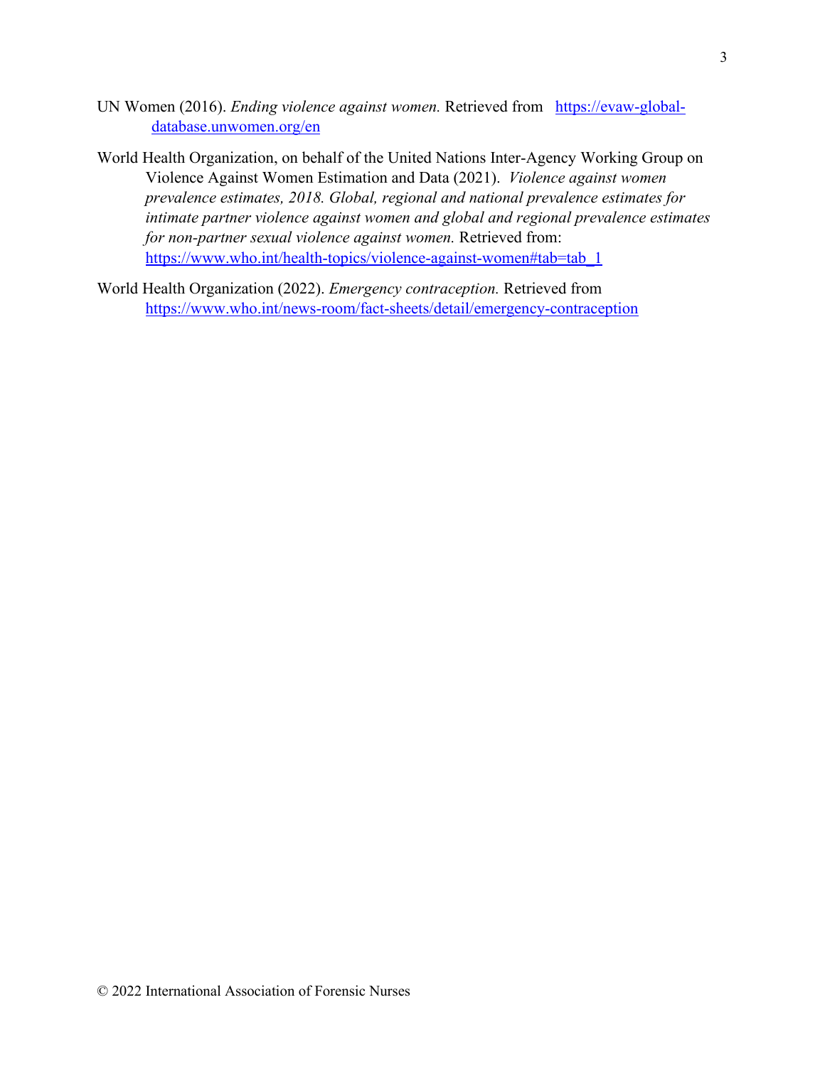UN Women (2016). *Ending violence against women.* Retrieved from https://evaw-global-database.unwomen.org/en

World Health Organization, on behalf of the United Nations Inter-Agency Working Group on Violence Against Women Estimation and Data (2021). *Violence against women prevalence estimates, 2018. Global, regional and national prevalence estimates for intimate partner violence against women and global and regional prevalence estimates for non-partner sexual violence against women.* Retrieved from: https://www.who.int/health-topics/violence-against-women#tab=tab_1

World Health Organization (2022). *Emergency contraception.* Retrieved from https://www.who.int/news-room/fact-sheets/detail/emergency-contraception

© 2022 International Association of Forensic Nurses